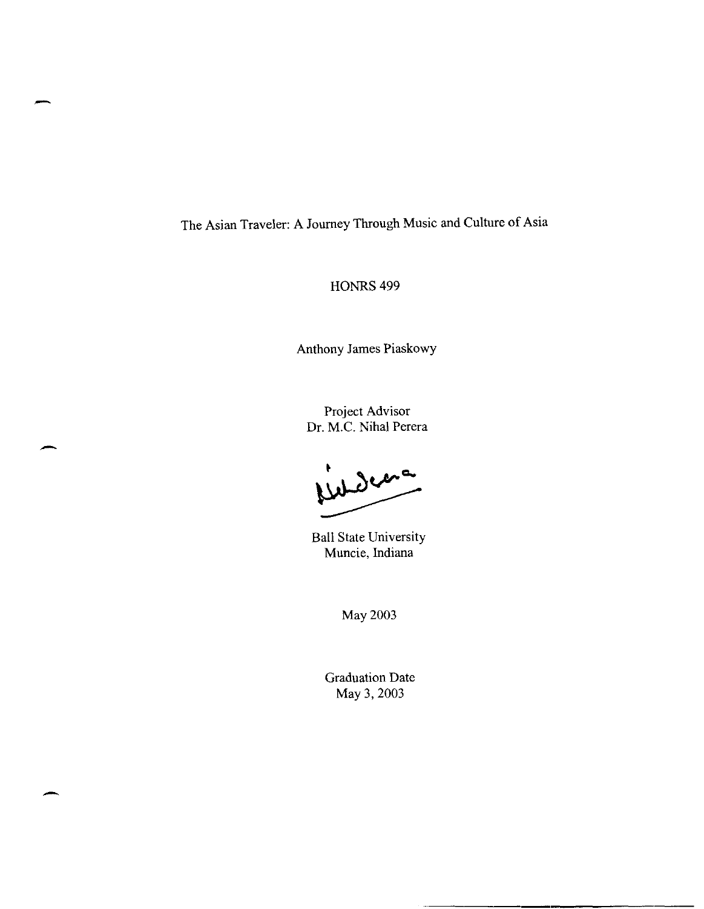# The Asian Traveler: A Journey Through Music and Culture of Asia

HONRS 499

Anthony James Piaskowy

Project Advisor
Dr. M.C. Nihal Perera

Ball State University
Muncie, Indiana

May 2003

Graduation Date
May 3, 2003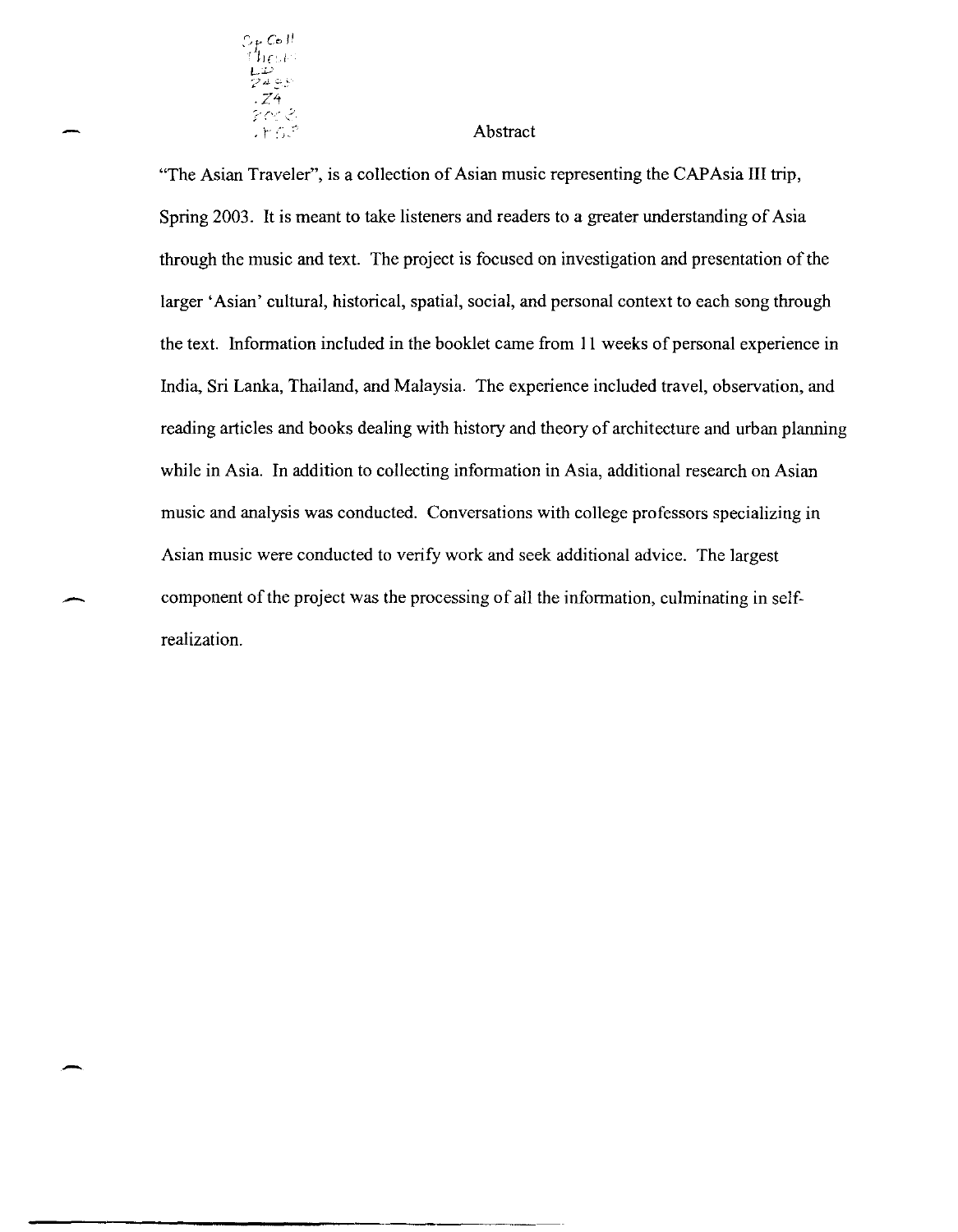# Abstract

"The Asian Traveler", is a collection of Asian music representing the CAPAsia III trip, Spring 2003. It is meant to take listeners and readers to a greater understanding of Asia through the music and text. The project is focused on investigation and presentation of the larger 'Asian' cultural, historical, spatial, social, and personal context to each song through the text. Information included in the booklet came from 11 weeks of personal experience in India, Sri Lanka, Thailand, and Malaysia. The experience included travel, observation, and reading articles and books dealing with history and theory of architecture and urban planning while in Asia. In addition to collecting information in Asia, additional research on Asian music and analysis was conducted. Conversations with college professors specializing in Asian music were conducted to verify work and seek additional advice. The largest component of the project was the processing of all the information, culminating in self-realization.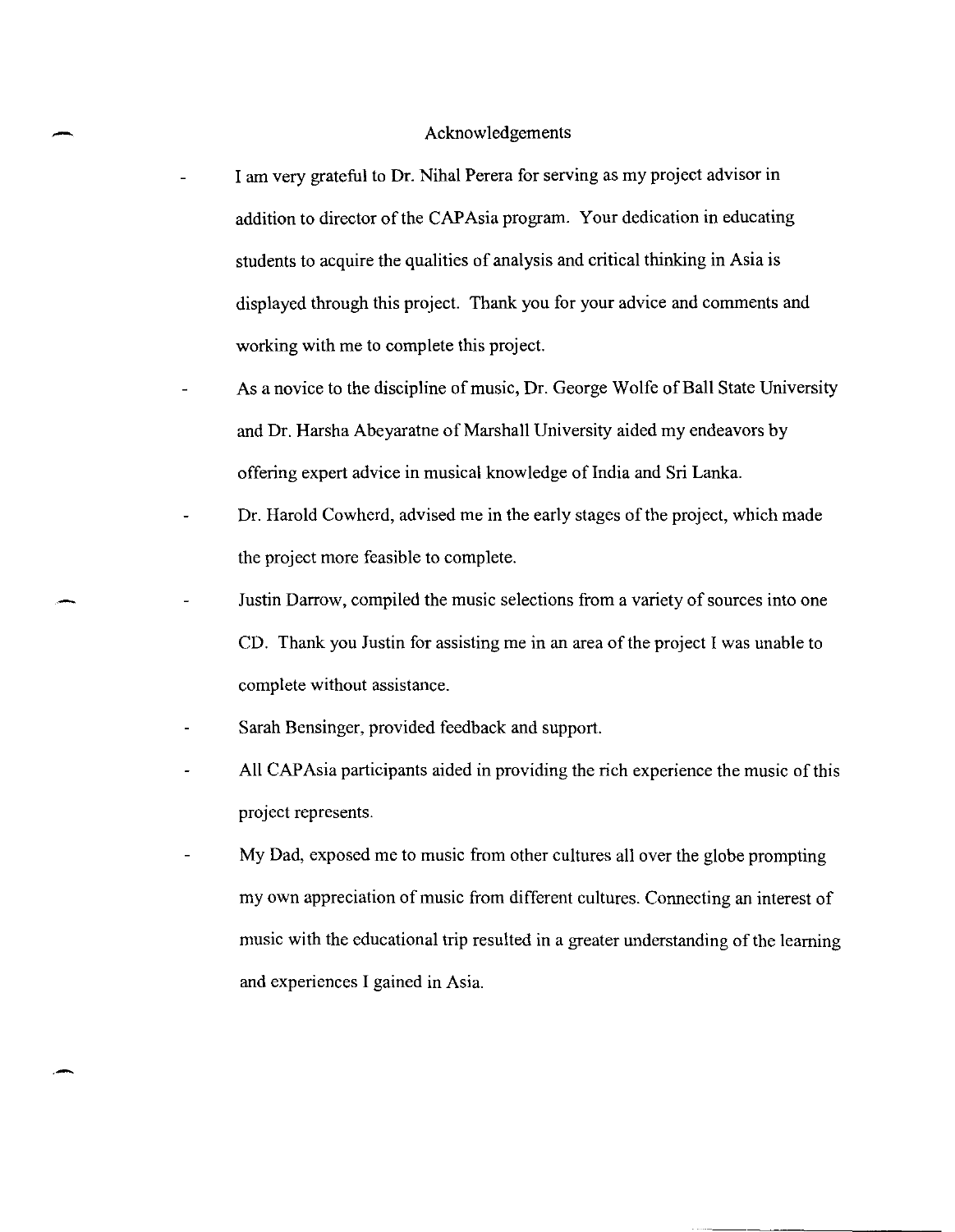# Acknowledgements

- I am very grateful to Dr. Nihal Perera for serving as my project advisor in addition to director of the CAPAsia program. Your dedication in educating students to acquire the qualities of analysis and critical thinking in Asia is displayed through this project. Thank you for your advice and comments and working with me to complete this project.
- As a novice to the discipline of music, Dr. George Wolfe of Ball State University and Dr. Harsha Abeyaratne of Marshall University aided my endeavors by offering expert advice in musical knowledge of India and Sri Lanka.
- Dr. Harold Cowherd, advised me in the early stages of the project, which made the project more feasible to complete.
- Justin Darrow, compiled the music selections from a variety of sources into one CD. Thank you Justin for assisting me in an area of the project I was unable to complete without assistance.
- Sarah Bensinger, provided feedback and support.
- All CAPAsia participants aided in providing the rich experience the music of this project represents.
- My Dad, exposed me to music from other cultures all over the globe prompting my own appreciation of music from different cultures. Connecting an interest of music with the educational trip resulted in a greater understanding of the learning and experiences I gained in Asia.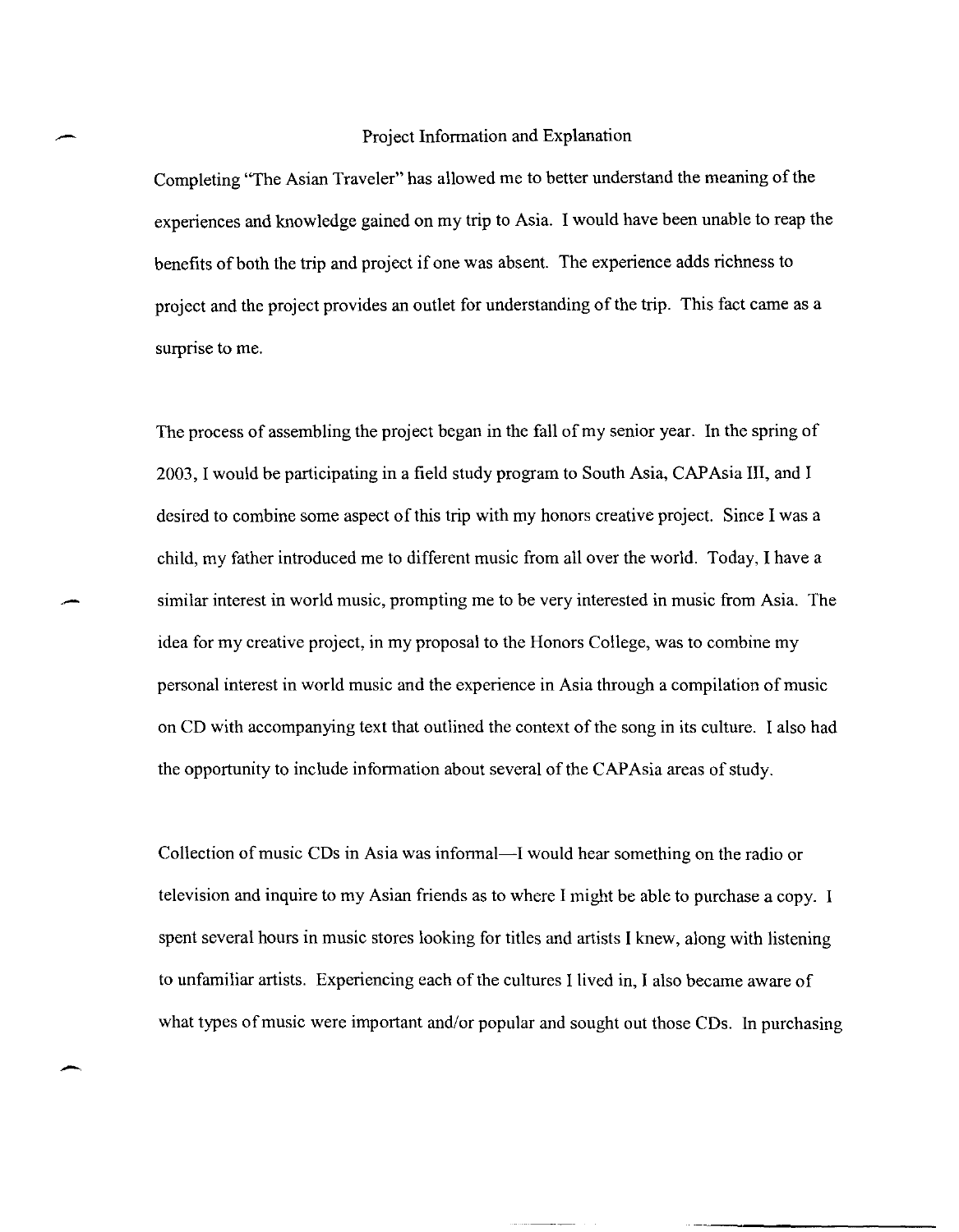# Project Information and Explanation

Completing "The Asian Traveler" has allowed me to better understand the meaning of the experiences and knowledge gained on my trip to Asia. I would have been unable to reap the benefits of both the trip and project if one was absent. The experience adds richness to project and the project provides an outlet for understanding of the trip. This fact came as a surprise to me.

The process of assembling the project began in the fall of my senior year. In the spring of 2003, I would be participating in a field study program to South Asia, CAPAsia III, and I desired to combine some aspect of this trip with my honors creative project. Since I was a child, my father introduced me to different music from all over the world. Today, I have a similar interest in world music, prompting me to be very interested in music from Asia. The idea for my creative project, in my proposal to the Honors College, was to combine my personal interest in world music and the experience in Asia through a compilation of music on CD with accompanying text that outlined the context of the song in its culture. I also had the opportunity to include information about several of the CAPAsia areas of study.

Collection of music CDs in Asia was informal—I would hear something on the radio or television and inquire to my Asian friends as to where I might be able to purchase a copy. I spent several hours in music stores looking for titles and artists I knew, along with listening to unfamiliar artists. Experiencing each of the cultures I lived in, I also became aware of what types of music were important and/or popular and sought out those CDs. In purchasing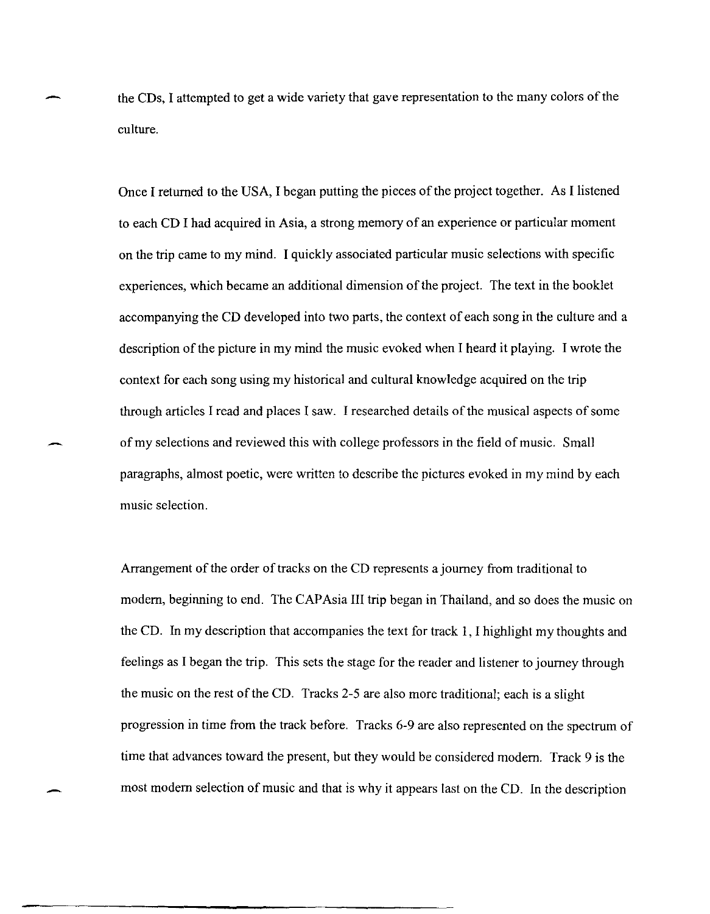the CDs, I attempted to get a wide variety that gave representation to the many colors of the culture.

Once I returned to the USA, I began putting the pieces of the project together. As I listened to each CD I had acquired in Asia, a strong memory of an experience or particular moment on the trip came to my mind. I quickly associated particular music selections with specific experiences, which became an additional dimension of the project. The text in the booklet accompanying the CD developed into two parts, the context of each song in the culture and a description of the picture in my mind the music evoked when I heard it playing. I wrote the context for each song using my historical and cultural knowledge acquired on the trip through articles I read and places I saw. I researched details of the musical aspects of some of my selections and reviewed this with college professors in the field of music. Small paragraphs, almost poetic, were written to describe the pictures evoked in my mind by each music selection.

Arrangement of the order of tracks on the CD represents a journey from traditional to modern, beginning to end. The CAPAsia III trip began in Thailand, and so does the music on the CD. In my description that accompanies the text for track 1, I highlight my thoughts and feelings as I began the trip. This sets the stage for the reader and listener to journey through the music on the rest of the CD. Tracks 2-5 are also more traditional; each is a slight progression in time from the track before. Tracks 6-9 are also represented on the spectrum of time that advances toward the present, but they would be considered modern. Track 9 is the most modern selection of music and that is why it appears last on the CD. In the description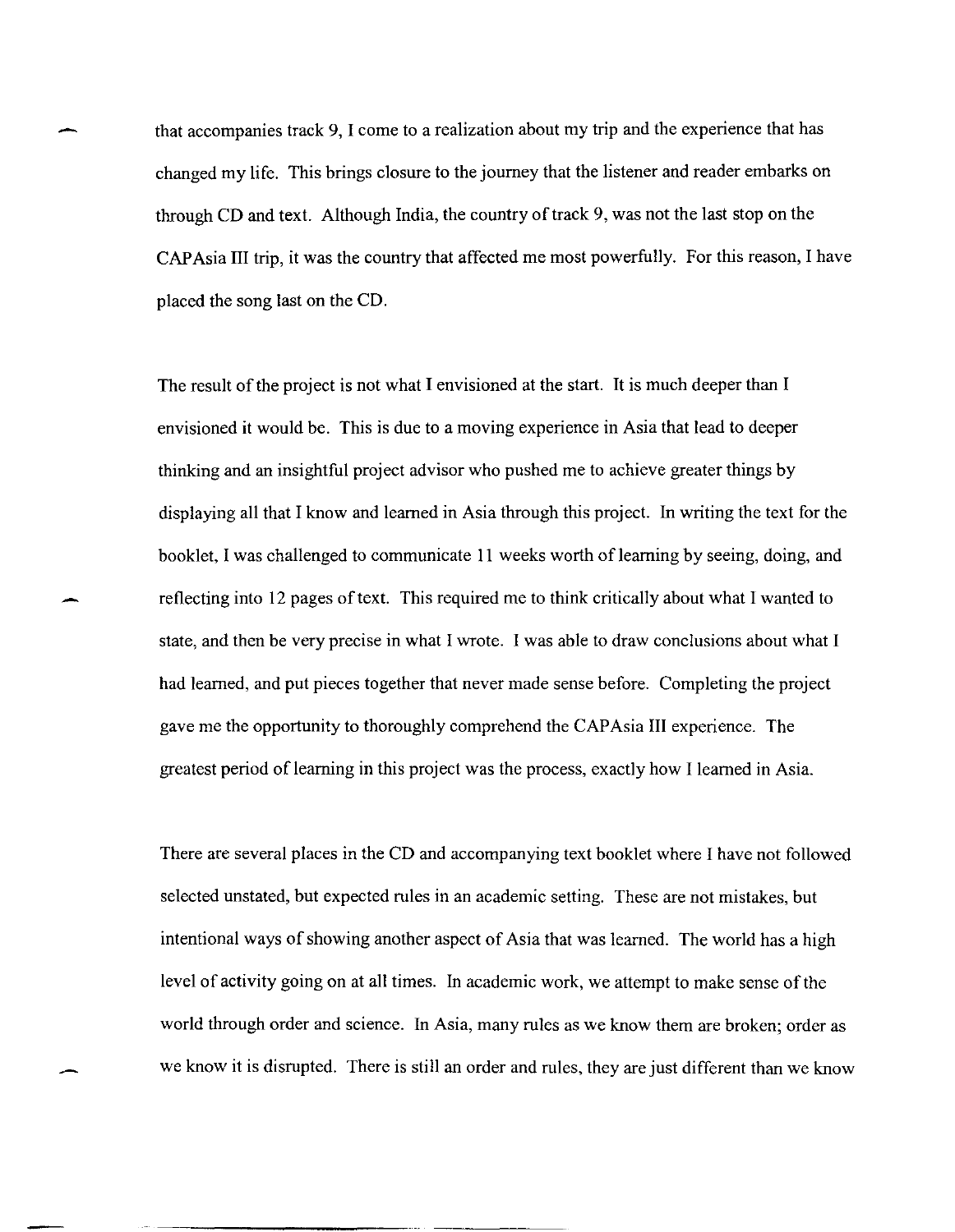that accompanies track 9, I come to a realization about my trip and the experience that has changed my life. This brings closure to the journey that the listener and reader embarks on through CD and text. Although India, the country of track 9, was not the last stop on the CAPAsia III trip, it was the country that affected me most powerfully. For this reason, I have placed the song last on the CD.

The result of the project is not what I envisioned at the start. It is much deeper than I envisioned it would be. This is due to a moving experience in Asia that lead to deeper thinking and an insightful project advisor who pushed me to achieve greater things by displaying all that I know and learned in Asia through this project. In writing the text for the booklet, I was challenged to communicate 11 weeks worth of learning by seeing, doing, and reflecting into 12 pages of text. This required me to think critically about what I wanted to state, and then be very precise in what I wrote. I was able to draw conclusions about what I had learned, and put pieces together that never made sense before. Completing the project gave me the opportunity to thoroughly comprehend the CAPAsia III experience. The greatest period of learning in this project was the process, exactly how I learned in Asia.

There are several places in the CD and accompanying text booklet where I have not followed selected unstated, but expected rules in an academic setting. These are not mistakes, but intentional ways of showing another aspect of Asia that was learned. The world has a high level of activity going on at all times. In academic work, we attempt to make sense of the world through order and science. In Asia, many rules as we know them are broken; order as we know it is disrupted. There is still an order and rules, they are just different than we know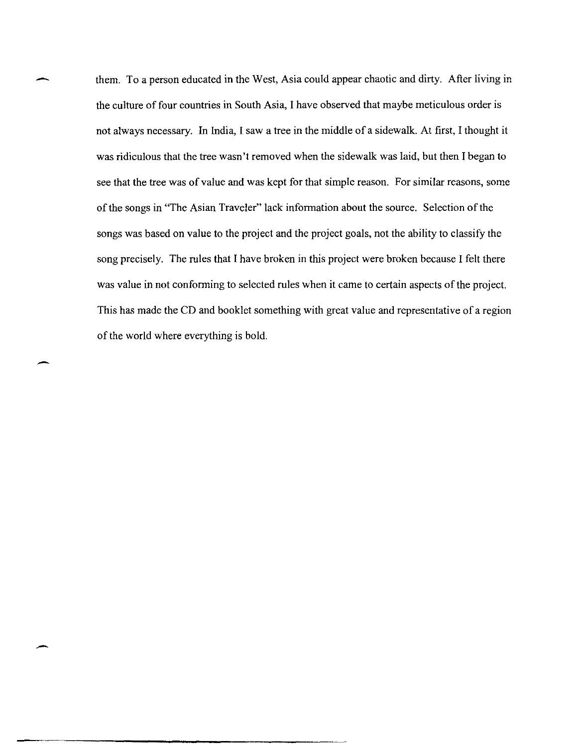them. To a person educated in the West, Asia could appear chaotic and dirty. After living in the culture of four countries in South Asia, I have observed that maybe meticulous order is not always necessary. In India, I saw a tree in the middle of a sidewalk. At first, I thought it was ridiculous that the tree wasn't removed when the sidewalk was laid, but then I began to see that the tree was of value and was kept for that simple reason. For similar reasons, some of the songs in "The Asian Traveler" lack information about the source. Selection of the songs was based on value to the project and the project goals, not the ability to classify the song precisely. The rules that I have broken in this project were broken because I felt there was value in not conforming to selected rules when it came to certain aspects of the project. This has made the CD and booklet something with great value and representative of a region of the world where everything is bold.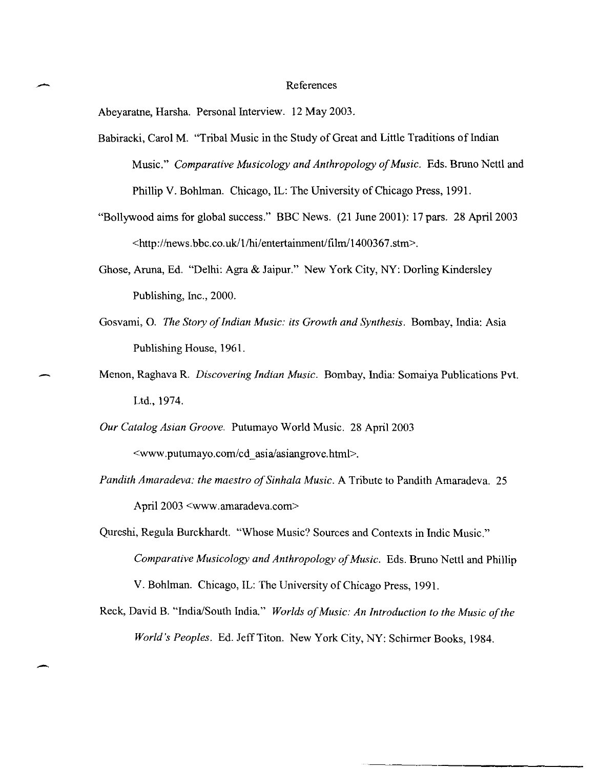# References

Abeyaratne, Harsha. Personal Interview. 12 May 2003.

Babiracki, Carol M. "Tribal Music in the Study of Great and Little Traditions of Indian Music." *Comparative Musicology and Anthropology of Music*. Eds. Bruno Nettl and Phillip V. Bohlman. Chicago, IL: The University of Chicago Press, 1991.

"Bollywood aims for global success." BBC News. (21 June 2001): 17 pars. 28 April 2003 <http://news.bbc.co.uk/1/hi/entertainment/film/1400367.stm>.

Ghose, Aruna, Ed. "Delhi: Agra & Jaipur." New York City, NY: Dorling Kindersley Publishing, Inc., 2000.

Gosvami, O. *The Story of Indian Music: its Growth and Synthesis*. Bombay, India: Asia Publishing House, 1961.

Menon, Raghava R. *Discovering Indian Music*. Bombay, India: Somaiya Publications Pvt. Ltd., 1974.

*Our Catalog Asian Groove*. Putumayo World Music. 28 April 2003 <www.putumayo.com/cd_asia/asiangrove.html>.

*Pandith Amaradeva: the maestro of Sinhala Music*. A Tribute to Pandith Amaradeva. 25 April 2003 <www.amaradeva.com>

Qureshi, Regula Burckhardt. "Whose Music? Sources and Contexts in Indic Music." *Comparative Musicology and Anthropology of Music*. Eds. Bruno Nettl and Phillip V. Bohlman. Chicago, IL: The University of Chicago Press, 1991.

Reck, David B. "India/South India." *Worlds of Music: An Introduction to the Music of the World's Peoples*. Ed. Jeff Titon. New York City, NY: Schirmer Books, 1984.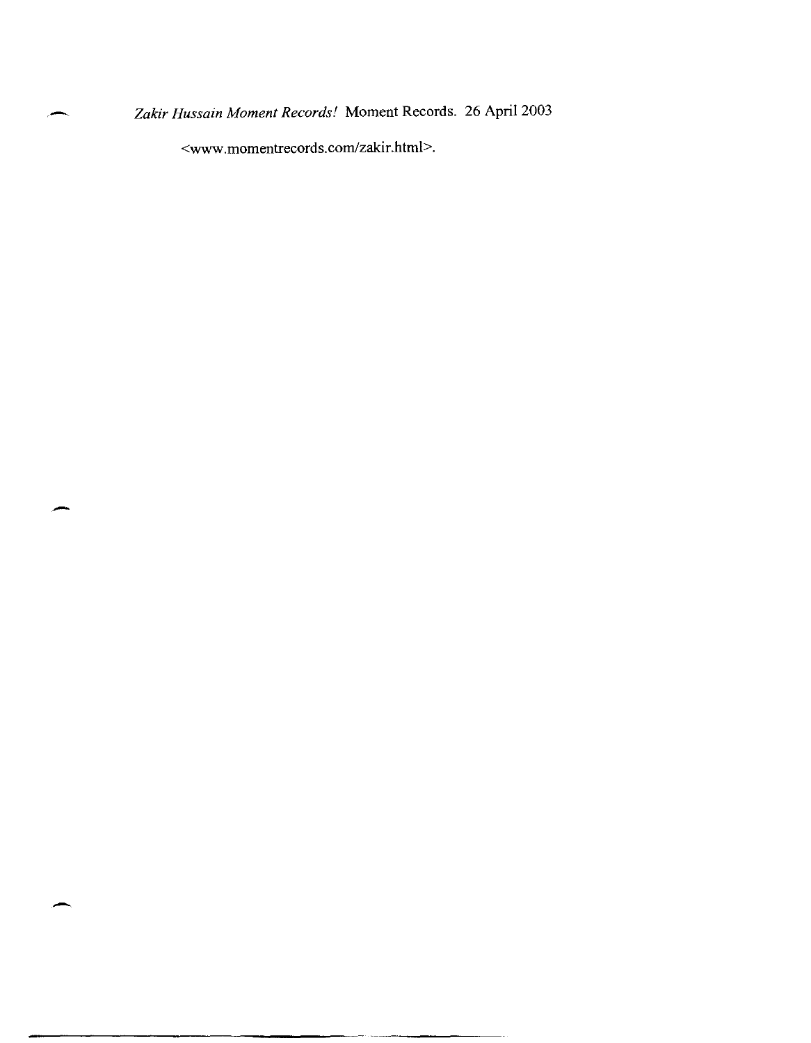*Zakir Hussain Moment Records!* Moment Records. 26 April 2003 <www.momentrecords.com/zakir.html>.